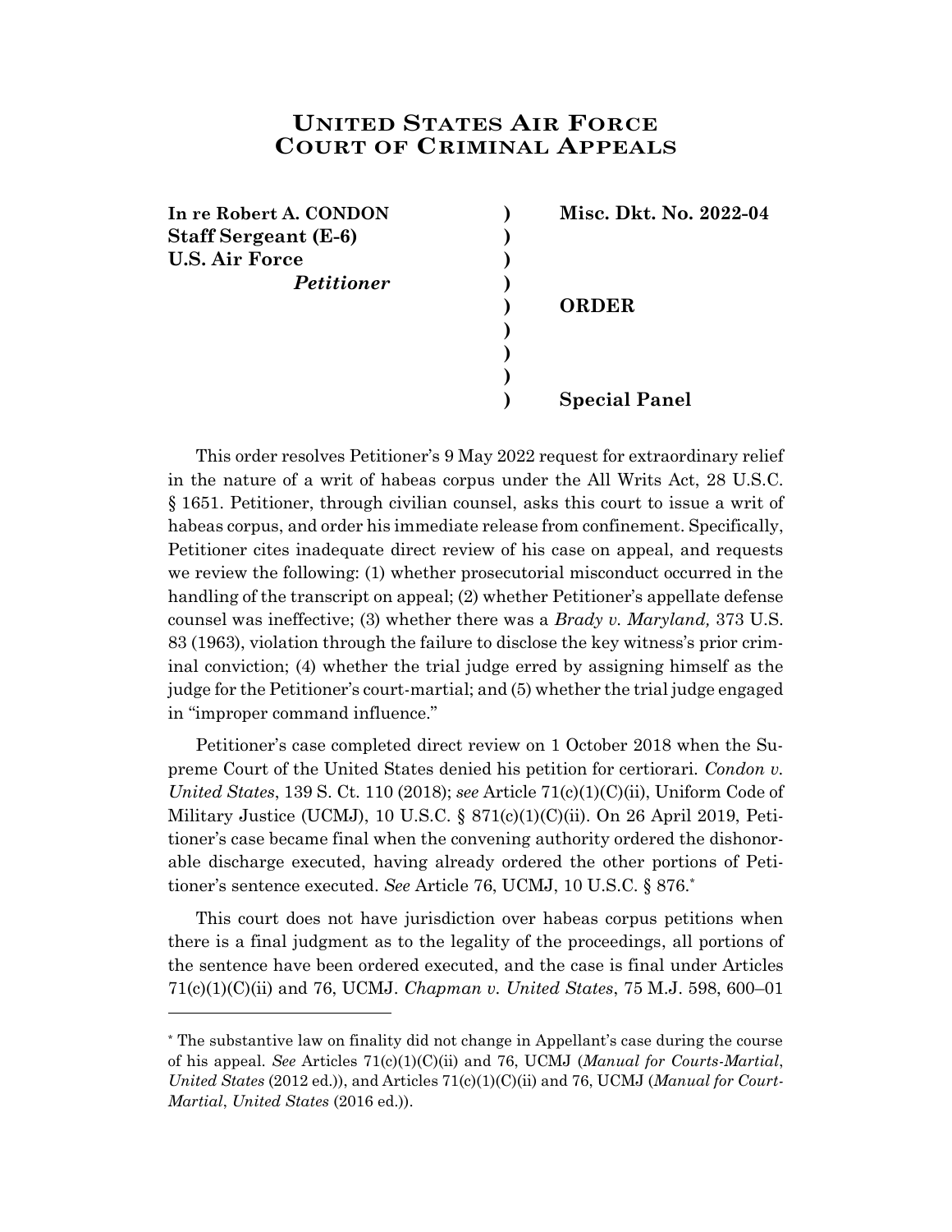# United States Air Force Court of Criminal Appeals

| | | |
|---|---|---|
| **In re Robert A. CONDON** | **)** | **Misc. Dkt. No. 2022-04** |
| **Staff Sergeant (E-6)** | **)** | |
| **U.S. Air Force** | **)** | |
| ***Petitioner*** | **)** | |
| | **)** | **ORDER** |
| | **)** | |
| | **)** | |
| | **)** | |
| | **)** | **Special Panel** |

This order resolves Petitioner's 9 May 2022 request for extraordinary relief in the nature of a writ of habeas corpus under the All Writs Act, 28 U.S.C. § 1651. Petitioner, through civilian counsel, asks this court to issue a writ of habeas corpus, and order his immediate release from confinement. Specifically, Petitioner cites inadequate direct review of his case on appeal, and requests we review the following: (1) whether prosecutorial misconduct occurred in the handling of the transcript on appeal; (2) whether Petitioner's appellate defense counsel was ineffective; (3) whether there was a *Brady v. Maryland,* 373 U.S. 83 (1963), violation through the failure to disclose the key witness's prior criminal conviction; (4) whether the trial judge erred by assigning himself as the judge for the Petitioner's court-martial; and (5) whether the trial judge engaged in "improper command influence."

Petitioner's case completed direct review on 1 October 2018 when the Supreme Court of the United States denied his petition for certiorari. *Condon v. United States*, 139 S. Ct. 110 (2018); *see* Article 71(c)(1)(C)(ii), Uniform Code of Military Justice (UCMJ), 10 U.S.C. § 871(c)(1)(C)(ii). On 26 April 2019, Petitioner's case became final when the convening authority ordered the dishonorable discharge executed, having already ordered the other portions of Petitioner's sentence executed. *See* Article 76, UCMJ, 10 U.S.C. § 876.*

This court does not have jurisdiction over habeas corpus petitions when there is a final judgment as to the legality of the proceedings, all portions of the sentence have been ordered executed, and the case is final under Articles 71(c)(1)(C)(ii) and 76, UCMJ. *Chapman v. United States*, 75 M.J. 598, 600–01

---

\* The substantive law on finality did not change in Appellant's case during the course of his appeal. *See* Articles 71(c)(1)(C)(ii) and 76, UCMJ (*Manual for Courts-Martial*, *United States* (2012 ed.)), and Articles 71(c)(1)(C)(ii) and 76, UCMJ (*Manual for Court-Martial*, *United States* (2016 ed.)).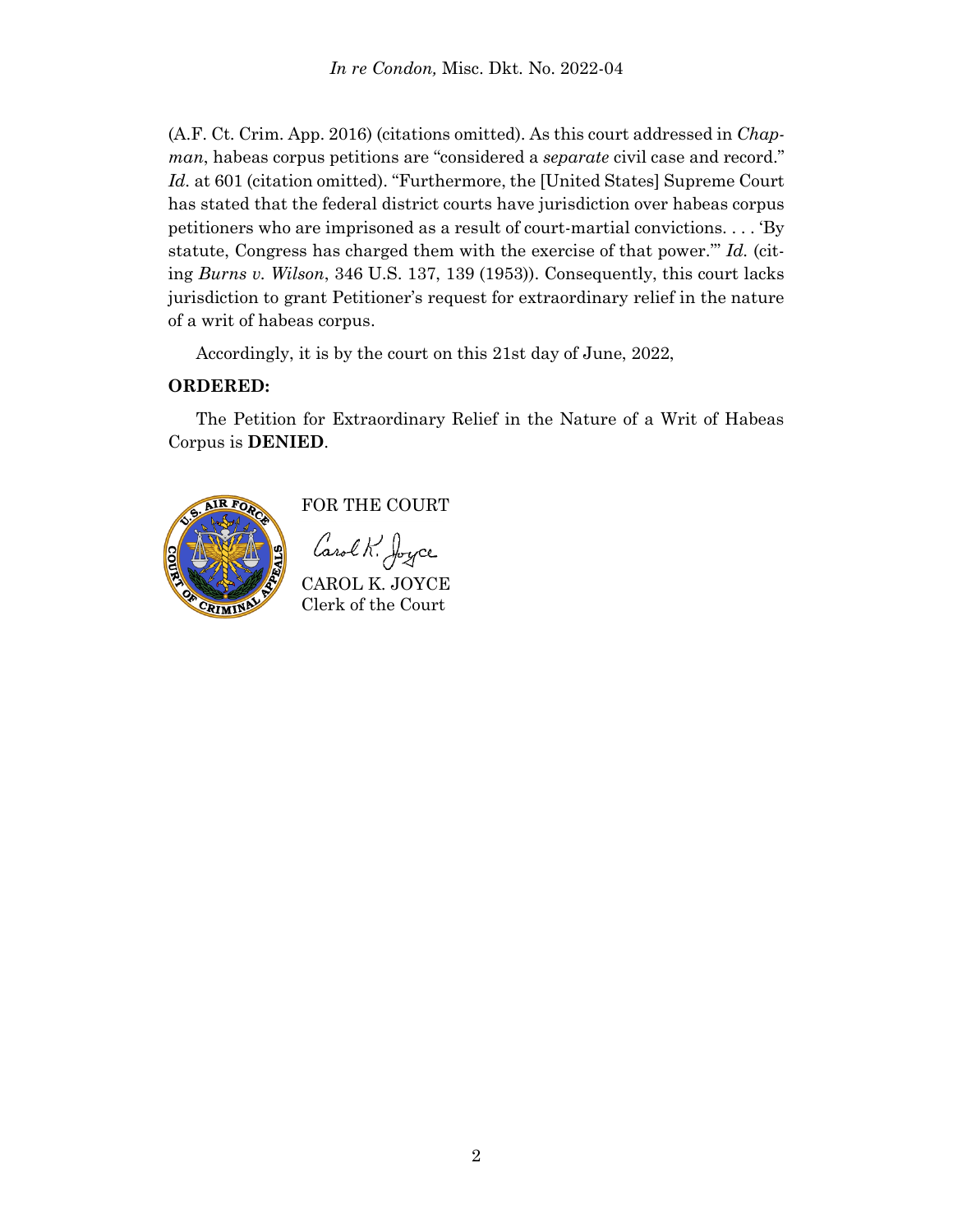(A.F. Ct. Crim. App. 2016) (citations omitted). As this court addressed in *Chapman*, habeas corpus petitions are "considered a *separate* civil case and record." *Id.* at 601 (citation omitted). "Furthermore, the [United States] Supreme Court has stated that the federal district courts have jurisdiction over habeas corpus petitioners who are imprisoned as a result of court-martial convictions. . . . 'By statute, Congress has charged them with the exercise of that power.'" *Id.* (citing *Burns v. Wilson*, 346 U.S. 137, 139 (1953)). Consequently, this court lacks jurisdiction to grant Petitioner's request for extraordinary relief in the nature of a writ of habeas corpus.

Accordingly, it is by the court on this 21st day of June, 2022,

**ORDERED:**

The Petition for Extraordinary Relief in the Nature of a Writ of Habeas Corpus is **DENIED**.

FOR THE COURT

CAROL K. JOYCE
Clerk of the Court